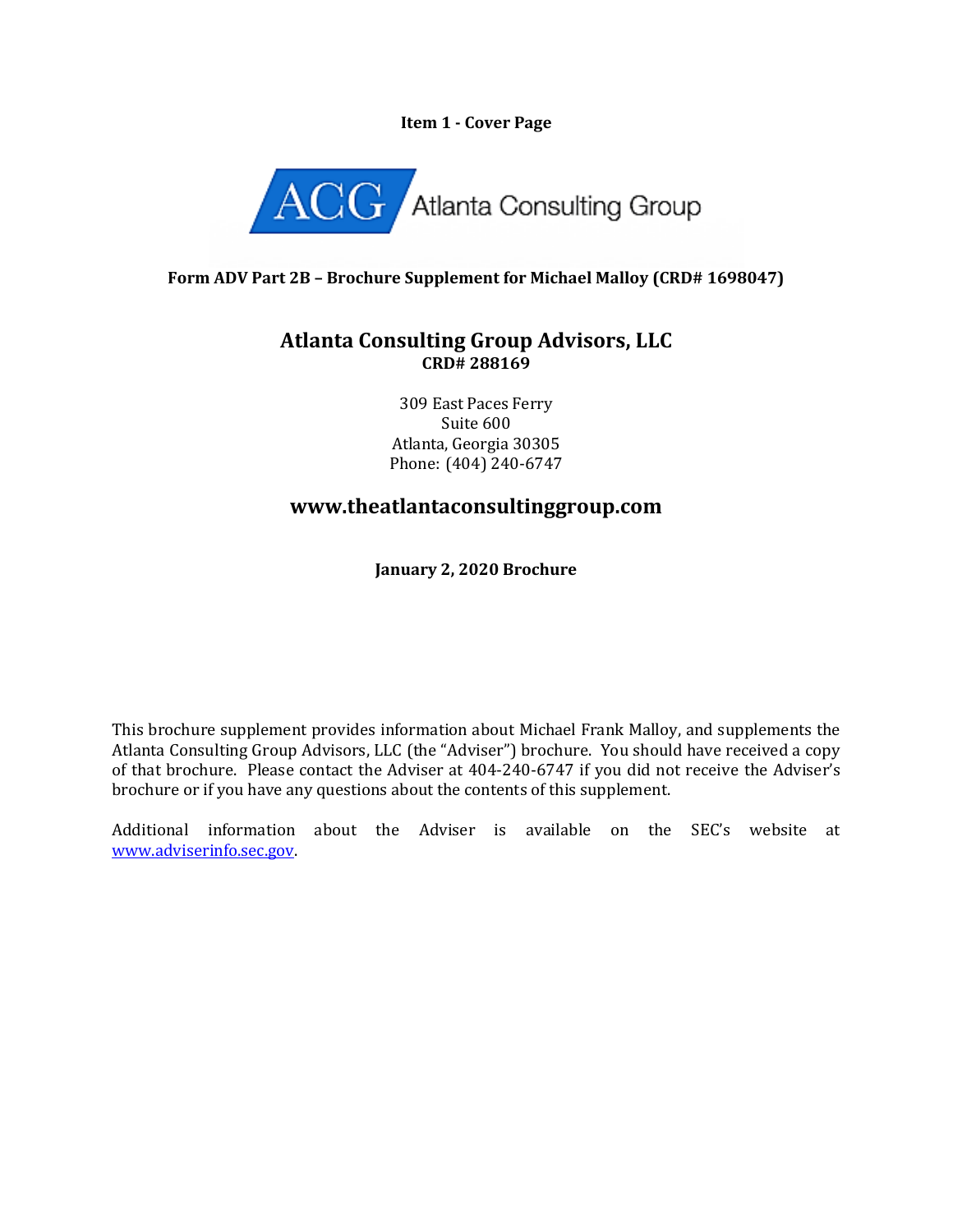**Item 1 - Cover Page**

ACG Atlanta Consulting Group

**Form ADV Part 2B – Brochure Supplement for Michael Malloy (CRD# 1698047)**

## Atlanta Consulting Group Advisors, LLC

**CRD# 288169**

309 East Paces Ferry
Suite 600
Atlanta, Georgia 30305
Phone: (404) 240-6747

## www.theatlantaconsultinggroup.com

**January 2, 2020 Brochure**

This brochure supplement provides information about Michael Frank Malloy, and supplements the Atlanta Consulting Group Advisors, LLC (the "Adviser") brochure. You should have received a copy of that brochure. Please contact the Adviser at 404-240-6747 if you did not receive the Adviser's brochure or if you have any questions about the contents of this supplement.

Additional information about the Adviser is available on the SEC's website at www.adviserinfo.sec.gov.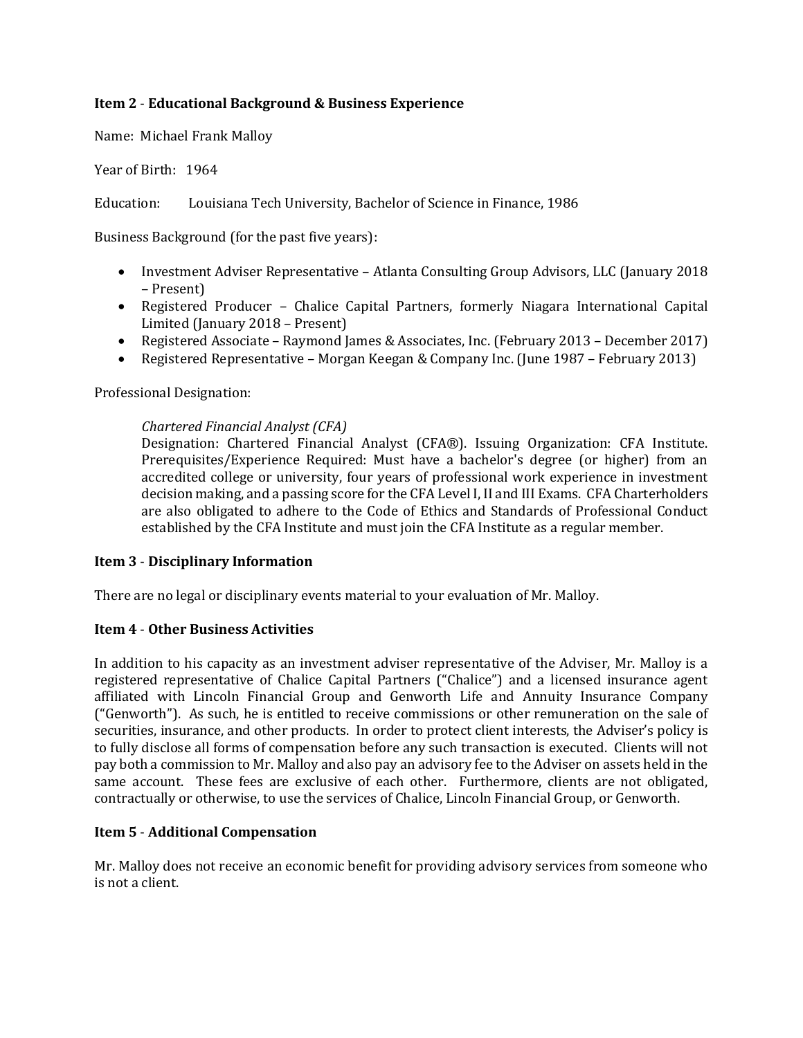## Item 2 - Educational Background & Business Experience

Name: Michael Frank Malloy

Year of Birth: 1964

Education: Louisiana Tech University, Bachelor of Science in Finance, 1986

Business Background (for the past five years):

- Investment Adviser Representative – Atlanta Consulting Group Advisors, LLC (January 2018 – Present)
- Registered Producer – Chalice Capital Partners, formerly Niagara International Capital Limited (January 2018 – Present)
- Registered Associate – Raymond James & Associates, Inc. (February 2013 – December 2017)
- Registered Representative – Morgan Keegan & Company Inc. (June 1987 – February 2013)

Professional Designation:

*Chartered Financial Analyst (CFA)*
Designation: Chartered Financial Analyst (CFA®). Issuing Organization: CFA Institute. Prerequisites/Experience Required: Must have a bachelor's degree (or higher) from an accredited college or university, four years of professional work experience in investment decision making, and a passing score for the CFA Level I, II and III Exams. CFA Charterholders are also obligated to adhere to the Code of Ethics and Standards of Professional Conduct established by the CFA Institute and must join the CFA Institute as a regular member.

## Item 3 - Disciplinary Information

There are no legal or disciplinary events material to your evaluation of Mr. Malloy.

## Item 4 - Other Business Activities

In addition to his capacity as an investment adviser representative of the Adviser, Mr. Malloy is a registered representative of Chalice Capital Partners ("Chalice") and a licensed insurance agent affiliated with Lincoln Financial Group and Genworth Life and Annuity Insurance Company ("Genworth"). As such, he is entitled to receive commissions or other remuneration on the sale of securities, insurance, and other products. In order to protect client interests, the Adviser's policy is to fully disclose all forms of compensation before any such transaction is executed. Clients will not pay both a commission to Mr. Malloy and also pay an advisory fee to the Adviser on assets held in the same account. These fees are exclusive of each other. Furthermore, clients are not obligated, contractually or otherwise, to use the services of Chalice, Lincoln Financial Group, or Genworth.

## Item 5 - Additional Compensation

Mr. Malloy does not receive an economic benefit for providing advisory services from someone who is not a client.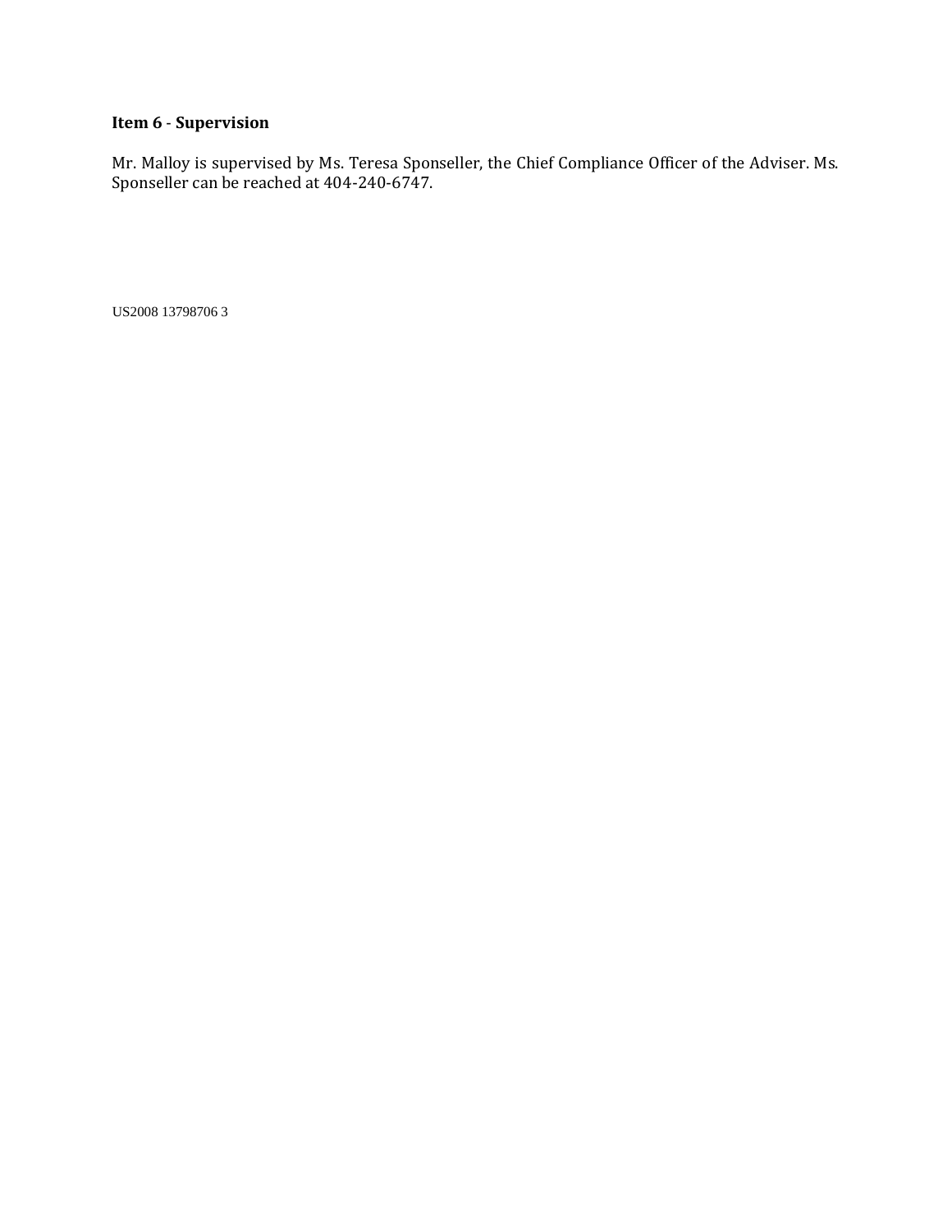**Item 6** - **Supervision**

Mr. Malloy is supervised by Ms. Teresa Sponseller, the Chief Compliance Officer of the Adviser. Ms. Sponseller can be reached at 404-240-6747.

US2008 13798706 3